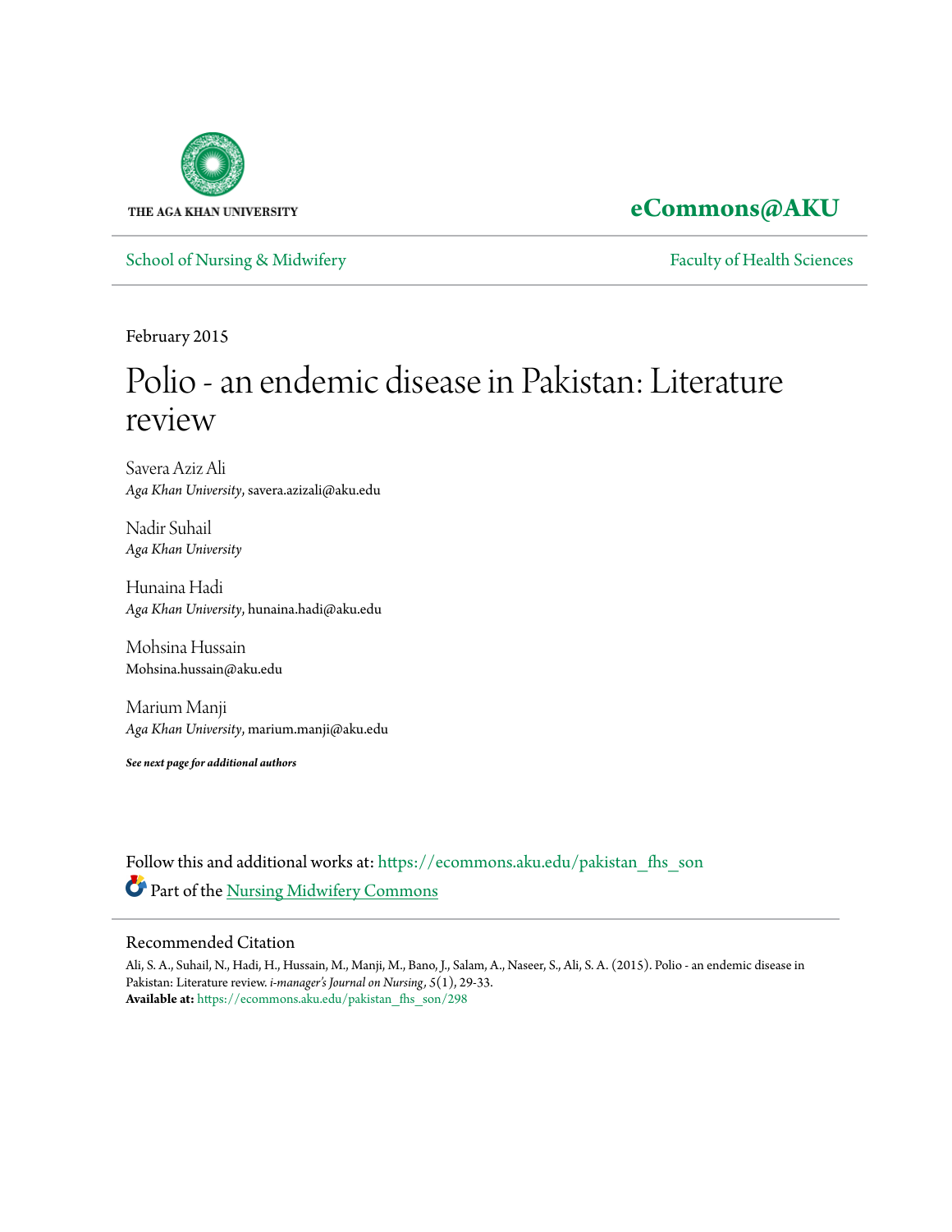THE AGA KHAN UNIVERSITY

**eCommons@AKU**

School of Nursing & Midwifery | Faculty of Health Sciences

February 2015

# Polio - an endemic disease in Pakistan: Literature review

Savera Aziz Ali
*Aga Khan University*, savera.azizali@aku.edu

Nadir Suhail
*Aga Khan University*

Hunaina Hadi
*Aga Khan University*, hunaina.hadi@aku.edu

Mohsina Hussain
Mohsina.hussain@aku.edu

Marium Manji
*Aga Khan University*, marium.manji@aku.edu

***See next page for additional authors***

Follow this and additional works at: https://ecommons.aku.edu/pakistan_fhs_son

Part of the Nursing Midwifery Commons

## Recommended Citation

Ali, S. A., Suhail, N., Hadi, H., Hussain, M., Manji, M., Bano, J., Salam, A., Naseer, S., Ali, S. A. (2015). Polio - an endemic disease in Pakistan: Literature review. *i-manager's Journal on Nursing*, *5*(1), 29-33.
**Available at:** https://ecommons.aku.edu/pakistan_fhs_son/298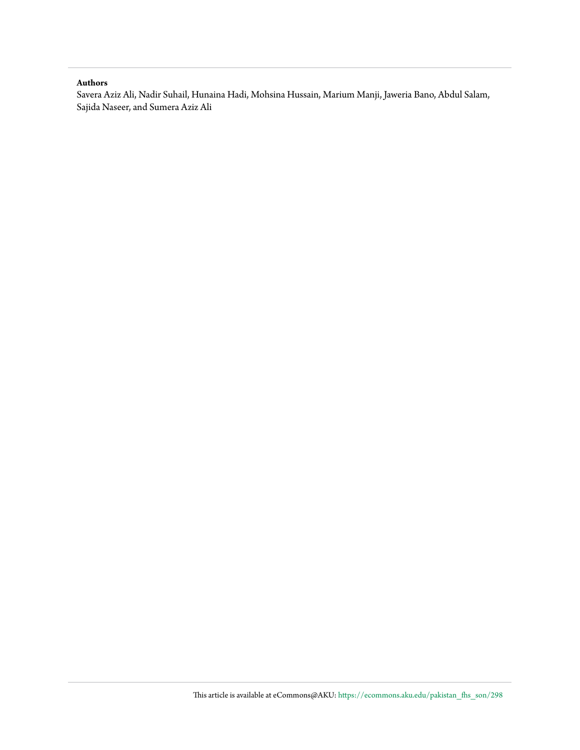**Authors**

Savera Aziz Ali, Nadir Suhail, Hunaina Hadi, Mohsina Hussain, Marium Manji, Jaweria Bano, Abdul Salam, Sajida Naseer, and Sumera Aziz Ali

This article is available at eCommons@AKU: https://ecommons.aku.edu/pakistan_fhs_son/298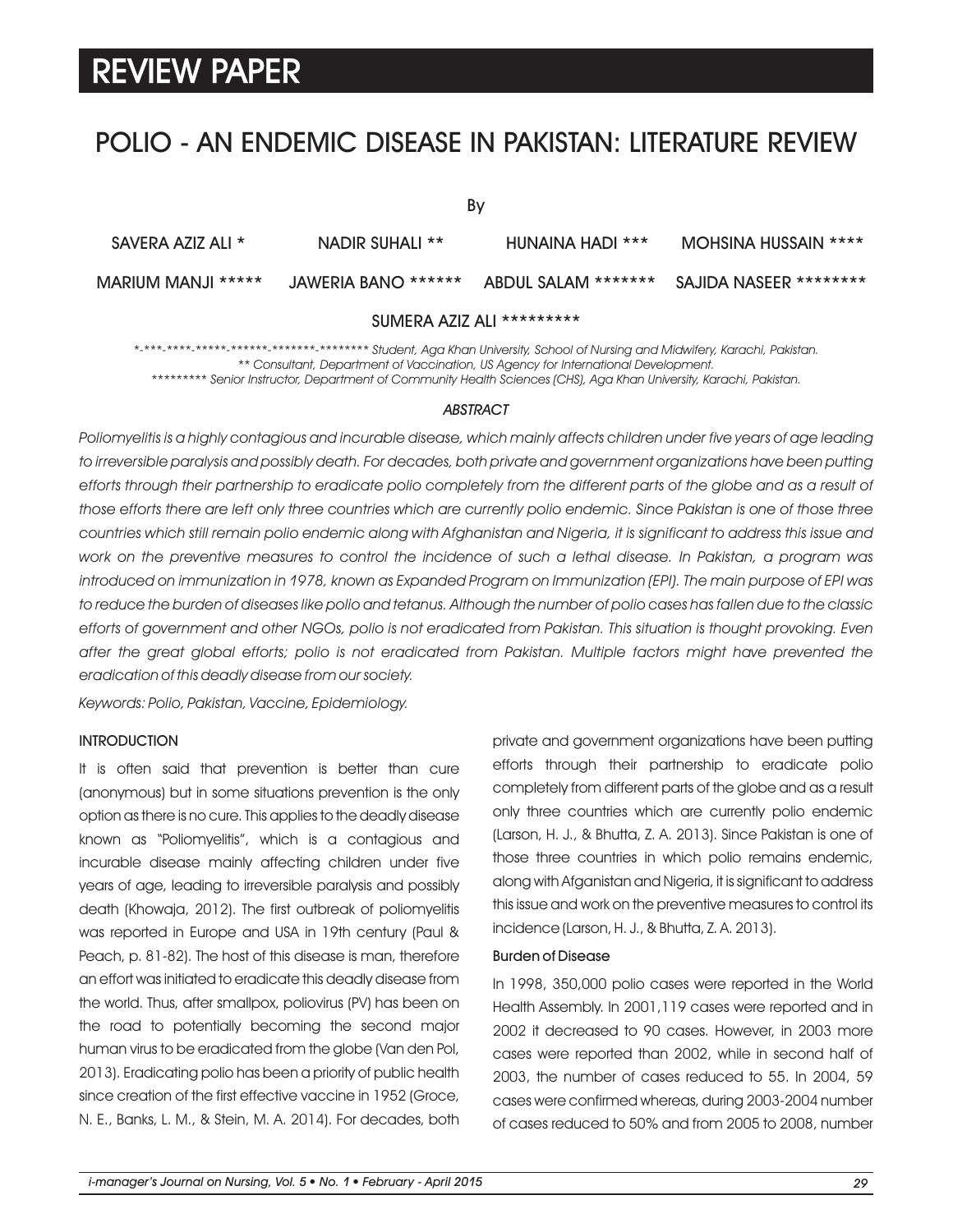# REVIEW PAPER

## POLIO - AN ENDEMIC DISEASE IN PAKISTAN: LITERATURE REVIEW

By

SAVERA AZIZ ALI * NADIR SUHALI ** HUNAINA HADI *** MOHSINA HUSSAIN ****

MARIUM MANJI ***** JAWERIA BANO ****** ABDUL SALAM ******* SAJIDA NASEER ********

SUMERA AZIZ ALI *********

*-***-****-*****-******-*******-******** *Student, Aga Khan University, School of Nursing and Midwifery, Karachi, Pakistan.*
*** Consultant, Department of Vaccination, US Agency for International Development.*
********** Senior Instructor, Department of Community Health Sciences (CHS), Aga Khan University, Karachi, Pakistan.*

### *ABSTRACT*

*Poliomyelitis is a highly contagious and incurable disease, which mainly affects children under five years of age leading to irreversible paralysis and possibly death. For decades, both private and government organizations have been putting efforts through their partnership to eradicate polio completely from the different parts of the globe and as a result of those efforts there are left only three countries which are currently polio endemic. Since Pakistan is one of those three countries which still remain polio endemic along with Afghanistan and Nigeria, it is significant to address this issue and work on the preventive measures to control the incidence of such a lethal disease. In Pakistan, a program was introduced on immunization in 1978, known as Expanded Program on Immunization (EPI). The main purpose of EPI was to reduce the burden of diseases like polio and tetanus. Although the number of polio cases has fallen due to the classic efforts of government and other NGOs, polio is not eradicated from Pakistan. This situation is thought provoking. Even after the great global efforts; polio is not eradicated from Pakistan. Multiple factors might have prevented the eradication of this deadly disease from our society.*

*Keywords: Polio, Pakistan, Vaccine, Epidemiology.*

### INTRODUCTION

It is often said that prevention is better than cure (anonymous) but in some situations prevention is the only option as there is no cure. This applies to the deadly disease known as "Poliomyelitis", which is a contagious and incurable disease mainly affecting children under five years of age, leading to irreversible paralysis and possibly death (Khowaja, 2012). The first outbreak of poliomyelitis was reported in Europe and USA in 19th century (Paul & Peach, p. 81-82). The host of this disease is man, therefore an effort was initiated to eradicate this deadly disease from the world. Thus, after smallpox, poliovirus (PV) has been on the road to potentially becoming the second major human virus to be eradicated from the globe (Van den Pol, 2013). Eradicating polio has been a priority of public health since creation of the first effective vaccine in 1952 (Groce, N. E., Banks, L. M., & Stein, M. A. 2014). For decades, both private and government organizations have been putting efforts through their partnership to eradicate polio completely from different parts of the globe and as a result only three countries which are currently polio endemic (Larson, H. J., & Bhutta, Z. A. 2013). Since Pakistan is one of those three countries in which polio remains endemic, along with Afganistan and Nigeria, it is significant to address this issue and work on the preventive measures to control its incidence (Larson, H. J., & Bhutta, Z. A. 2013).

#### Burden of Disease

In 1998, 350,000 polio cases were reported in the World Health Assembly. In 2001,119 cases were reported and in 2002 it decreased to 90 cases. However, in 2003 more cases were reported than 2002, while in second half of 2003, the number of cases reduced to 55. In 2004, 59 cases were confirmed whereas, during 2003-2004 number of cases reduced to 50% and from 2005 to 2008, number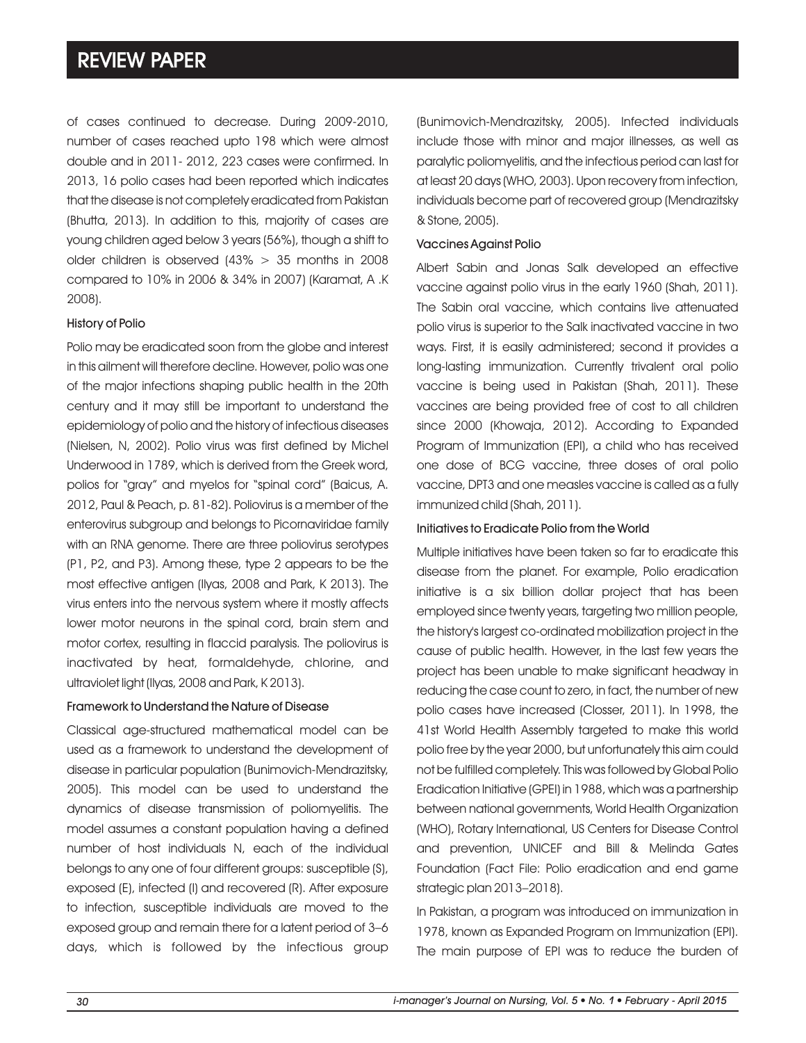of cases continued to decrease. During 2009-2010, number of cases reached upto 198 which were almost double and in 2011- 2012, 223 cases were confirmed. In 2013, 16 polio cases had been reported which indicates that the disease is not completely eradicated from Pakistan (Bhutta, 2013). In addition to this, majority of cases are young children aged below 3 years (56%), though a shift to older children is observed (43% > 35 months in 2008 compared to 10% in 2006 & 34% in 2007) (Karamat, A .K 2008).

### History of Polio

Polio may be eradicated soon from the globe and interest in this ailment will therefore decline. However, polio was one of the major infections shaping public health in the 20th century and it may still be important to understand the epidemiology of polio and the history of infectious diseases (Nielsen, N, 2002). Polio virus was first defined by Michel Underwood in 1789, which is derived from the Greek word, polios for "gray" and myelos for "spinal cord" (Baicus, A. 2012, Paul & Peach, p. 81-82). Poliovirus is a member of the enterovirus subgroup and belongs to Picornaviridae family with an RNA genome. There are three poliovirus serotypes (P1, P2, and P3). Among these, type 2 appears to be the most effective antigen (Ilyas, 2008 and Park, K 2013). The virus enters into the nervous system where it mostly affects lower motor neurons in the spinal cord, brain stem and motor cortex, resulting in flaccid paralysis. The poliovirus is inactivated by heat, formaldehyde, chlorine, and ultraviolet light (Ilyas, 2008 and Park, K 2013).

### Framework to Understand the Nature of Disease

Classical age-structured mathematical model can be used as a framework to understand the development of disease in particular population (Bunimovich-Mendrazitsky, 2005). This model can be used to understand the dynamics of disease transmission of poliomyelitis. The model assumes a constant population having a defined number of host individuals N, each of the individual belongs to any one of four different groups: susceptible (S), exposed (E), infected (I) and recovered (R). After exposure to infection, susceptible individuals are moved to the exposed group and remain there for a latent period of 3–6 days, which is followed by the infectious group (Bunimovich-Mendrazitsky, 2005). Infected individuals include those with minor and major illnesses, as well as paralytic poliomyelitis, and the infectious period can last for at least 20 days (WHO, 2003). Upon recovery from infection, individuals become part of recovered group (Mendrazitsky & Stone, 2005).

### Vaccines Against Polio

Albert Sabin and Jonas Salk developed an effective vaccine against polio virus in the early 1960 (Shah, 2011). The Sabin oral vaccine, which contains live attenuated polio virus is superior to the Salk inactivated vaccine in two ways. First, it is easily administered; second it provides a long-lasting immunization. Currently trivalent oral polio vaccine is being used in Pakistan (Shah, 2011). These vaccines are being provided free of cost to all children since 2000 (Khowaja, 2012). According to Expanded Program of Immunization (EPI), a child who has received one dose of BCG vaccine, three doses of oral polio vaccine, DPT3 and one measles vaccine is called as a fully immunized child (Shah, 2011).

### Initiatives to Eradicate Polio from the World

Multiple initiatives have been taken so far to eradicate this disease from the planet. For example, Polio eradication initiative is a six billion dollar project that has been employed since twenty years, targeting two million people, the history's largest co-ordinated mobilization project in the cause of public health. However, in the last few years the project has been unable to make significant headway in reducing the case count to zero, in fact, the number of new polio cases have increased (Closser, 2011). In 1998, the 41st World Health Assembly targeted to make this world polio free by the year 2000, but unfortunately this aim could not be fulfilled completely. This was followed by Global Polio Eradication Initiative (GPEI) in 1988, which was a partnership between national governments, World Health Organization (WHO), Rotary International, US Centers for Disease Control and prevention, UNICEF and Bill & Melinda Gates Foundation (Fact File: Polio eradication and end game strategic plan 2013–2018).

In Pakistan, a program was introduced on immunization in 1978, known as Expanded Program on Immunization (EPI). The main purpose of EPI was to reduce the burden of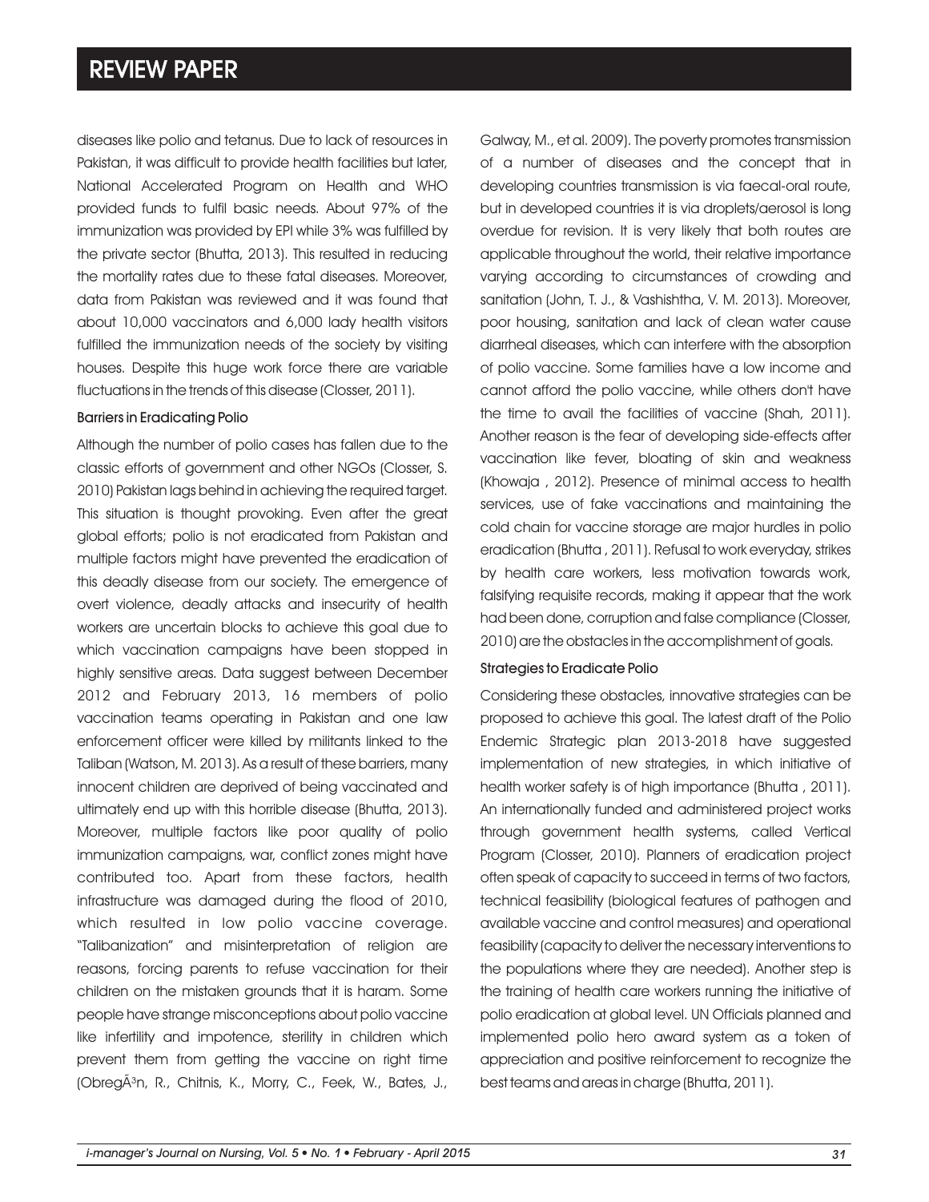diseases like polio and tetanus. Due to lack of resources in Pakistan, it was difficult to provide health facilities but later, National Accelerated Program on Health and WHO provided funds to fulfil basic needs. About 97% of the immunization was provided by EPI while 3% was fulfilled by the private sector (Bhutta, 2013). This resulted in reducing the mortality rates due to these fatal diseases. Moreover, data from Pakistan was reviewed and it was found that about 10,000 vaccinators and 6,000 lady health visitors fulfilled the immunization needs of the society by visiting houses. Despite this huge work force there are variable fluctuations in the trends of this disease (Closser, 2011).

### Barriers in Eradicating Polio

Although the number of polio cases has fallen due to the classic efforts of government and other NGOs (Closser, S. 2010) Pakistan lags behind in achieving the required target. This situation is thought provoking. Even after the great global efforts; polio is not eradicated from Pakistan and multiple factors might have prevented the eradication of this deadly disease from our society. The emergence of overt violence, deadly attacks and insecurity of health workers are uncertain blocks to achieve this goal due to which vaccination campaigns have been stopped in highly sensitive areas. Data suggest between December 2012 and February 2013, 16 members of polio vaccination teams operating in Pakistan and one law enforcement officer were killed by militants linked to the Taliban (Watson, M. 2013). As a result of these barriers, many innocent children are deprived of being vaccinated and ultimately end up with this horrible disease (Bhutta, 2013). Moreover, multiple factors like poor quality of polio immunization campaigns, war, conflict zones might have contributed too. Apart from these factors, health infrastructure was damaged during the flood of 2010, which resulted in low polio vaccine coverage. "Talibanization" and misinterpretation of religion are reasons, forcing parents to refuse vaccination for their children on the mistaken grounds that it is haram. Some people have strange misconceptions about polio vaccine like infertility and impotence, sterility in children which prevent them from getting the vaccine on right time (ObregÃ³n, R., Chitnis, K., Morry, C., Feek, W., Bates, J., Galway, M., et al. 2009). The poverty promotes transmission of a number of diseases and the concept that in developing countries transmission is via faecal-oral route, but in developed countries it is via droplets/aerosol is long overdue for revision. It is very likely that both routes are applicable throughout the world, their relative importance varying according to circumstances of crowding and sanitation (John, T. J., & Vashishtha, V. M. 2013). Moreover, poor housing, sanitation and lack of clean water cause diarrheal diseases, which can interfere with the absorption of polio vaccine. Some families have a low income and cannot afford the polio vaccine, while others don't have the time to avail the facilities of vaccine (Shah, 2011). Another reason is the fear of developing side-effects after vaccination like fever, bloating of skin and weakness (Khowaja , 2012). Presence of minimal access to health services, use of fake vaccinations and maintaining the cold chain for vaccine storage are major hurdles in polio eradication (Bhutta , 2011). Refusal to work everyday, strikes by health care workers, less motivation towards work, falsifying requisite records, making it appear that the work had been done, corruption and false compliance (Closser, 2010) are the obstacles in the accomplishment of goals.

### Strategies to Eradicate Polio

Considering these obstacles, innovative strategies can be proposed to achieve this goal. The latest draft of the Polio Endemic Strategic plan 2013-2018 have suggested implementation of new strategies, in which initiative of health worker safety is of high importance (Bhutta , 2011). An internationally funded and administered project works through government health systems, called Vertical Program (Closser, 2010). Planners of eradication project often speak of capacity to succeed in terms of two factors, technical feasibility (biological features of pathogen and available vaccine and control measures) and operational feasibility (capacity to deliver the necessary interventions to the populations where they are needed). Another step is the training of health care workers running the initiative of polio eradication at global level. UN Officials planned and implemented polio hero award system as a token of appreciation and positive reinforcement to recognize the best teams and areas in charge (Bhutta, 2011).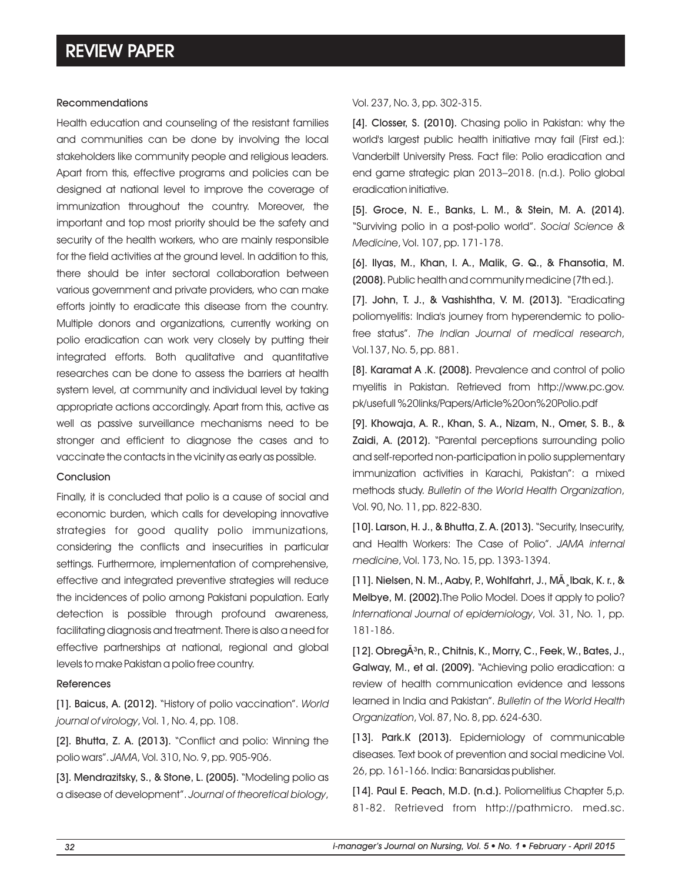### Recommendations

Health education and counseling of the resistant families and communities can be done by involving the local stakeholders like community people and religious leaders. Apart from this, effective programs and policies can be designed at national level to improve the coverage of immunization throughout the country. Moreover, the important and top most priority should be the safety and security of the health workers, who are mainly responsible for the field activities at the ground level. In addition to this, there should be inter sectoral collaboration between various government and private providers, who can make efforts jointly to eradicate this disease from the country. Multiple donors and organizations, currently working on polio eradication can work very closely by putting their integrated efforts. Both qualitative and quantitative researches can be done to assess the barriers at health system level, at community and individual level by taking appropriate actions accordingly. Apart from this, active as well as passive surveillance mechanisms need to be stronger and efficient to diagnose the cases and to vaccinate the contacts in the vicinity as early as possible.

### Conclusion

Finally, it is concluded that polio is a cause of social and economic burden, which calls for developing innovative strategies for good quality polio immunizations, considering the conflicts and insecurities in particular settings. Furthermore, implementation of comprehensive, effective and integrated preventive strategies will reduce the incidences of polio among Pakistani population. Early detection is possible through profound awareness, facilitating diagnosis and treatment. There is also a need for effective partnerships at national, regional and global levels to make Pakistan a polio free country.

### References

**[1]. Baicus, A. (2012).** "History of polio vaccination". *World journal of virology*, Vol. 1, No. 4, pp. 108.

**[2]. Bhutta, Z. A. (2013).** "Conflict and polio: Winning the polio wars". *JAMA*, Vol. 310, No. 9, pp. 905-906.

**[3]. Mendrazitsky, S., & Stone, L. (2005).** "Modeling polio as a disease of development". *Journal of theoretical biology*, Vol. 237, No. 3, pp. 302-315.

**[4]. Closser, S. (2010).** Chasing polio in Pakistan: why the world's largest public health initiative may fail (First ed.): Vanderbilt University Press. Fact file: Polio eradication and end game strategic plan 2013–2018. (n.d.). Polio global eradication initiative.

**[5]. Groce, N. E., Banks, L. M., & Stein, M. A. (2014).** "Surviving polio in a post-polio world". *Social Science & Medicine*, Vol. 107, pp. 171-178.

**[6]. Ilyas, M., Khan, I. A., Malik, G. Q., & Fhansotia, M. (2008).** Public health and community medicine (7th ed.).

**[7]. John, T. J., & Vashishtha, V. M. (2013).** "Eradicating poliomyelitis: India's journey from hyperendemic to polio-free status". *The Indian Journal of medical research*, Vol.137, No. 5, pp. 881.

**[8]. Karamat A .K. (2008).** Prevalence and control of polio myelitis in Pakistan. Retrieved from http://www.pc.gov.pk/usefull%20links/Papers/Article%20on%20Polio.pdf

**[9]. Khowaja, A. R., Khan, S. A., Nizam, N., Omer, S. B., & Zaidi, A. (2012).** "Parental perceptions surrounding polio and self-reported non-participation in polio supplementary immunization activities in Karachi, Pakistan": a mixed methods study. *Bulletin of the World Health Organization*, Vol. 90, No. 11, pp. 822-830.

**[10]. Larson, H. J., & Bhutta, Z. A. (2013).** "Security, Insecurity, and Health Workers: The Case of Polio". *JAMA internal medicine*, Vol. 173, No. 15, pp. 1393-1394.

**[11]. Nielsen, N. M., Aaby, P., Wohlfahrt, J., MÃ¸lbak, K. r., & Melbye, M. (2002).** The Polio Model. Does it apply to polio? *International Journal of epidemiology*, Vol. 31, No. 1, pp. 181-186.

**[12]. ObregÃ³n, R., Chitnis, K., Morry, C., Feek, W., Bates, J., Galway, M., et al. (2009).** "Achieving polio eradication: a review of health communication evidence and lessons learned in India and Pakistan". *Bulletin of the World Health Organization*, Vol. 87, No. 8, pp. 624-630.

**[13]. Park.K (2013).** Epidemiology of communicable diseases. Text book of prevention and social medicine Vol. 26, pp. 161-166. India: Banarsidas publisher.

**[14]. Paul E. Peach, M.D. (n.d.).** Poliomelitius Chapter 5, p. 81-82. Retrieved from http://pathmicro. med.sc.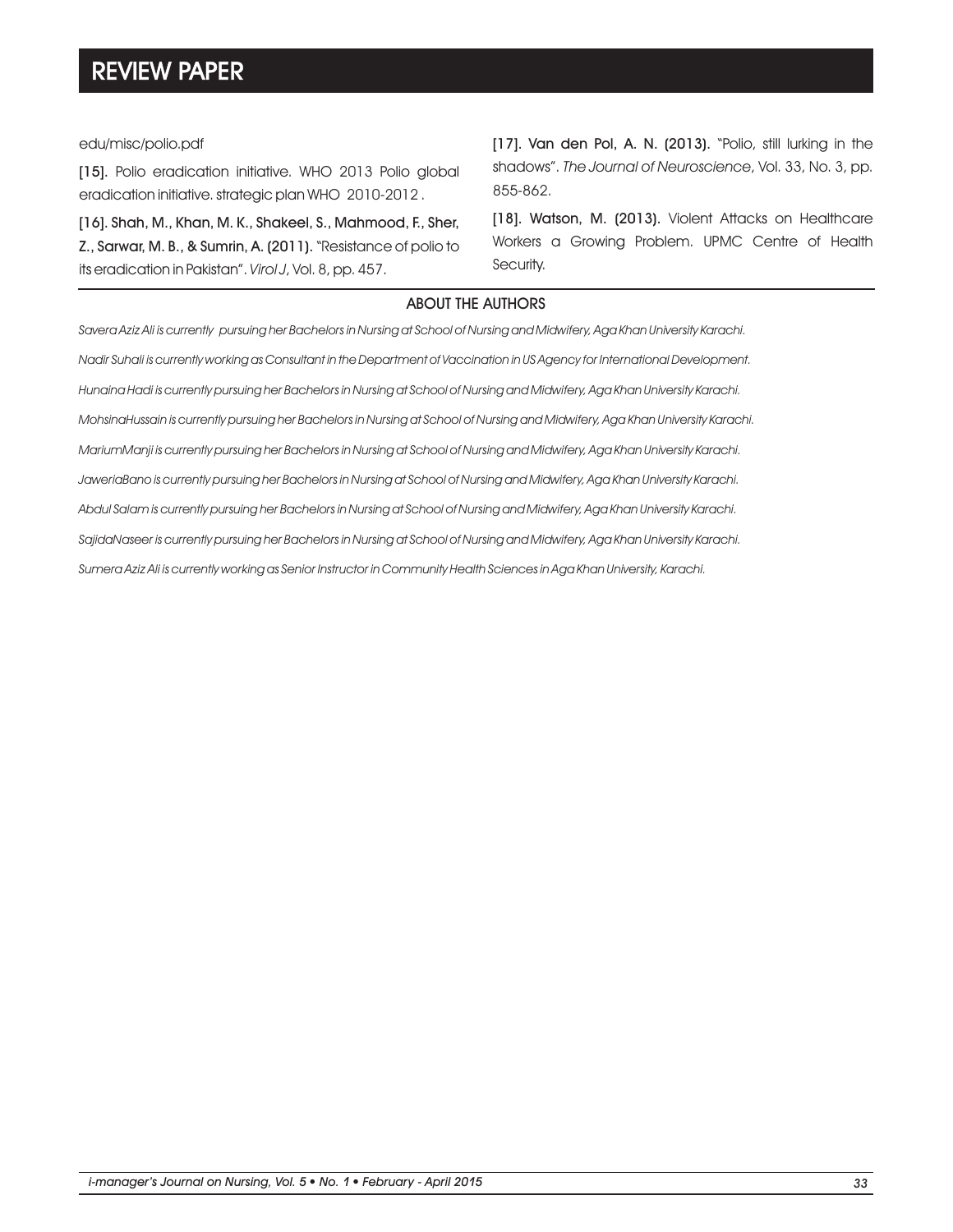edu/misc/polio.pdf

[15]. Polio eradication initiative. WHO 2013 Polio global eradication initiative. strategic plan WHO 2010-2012 .

[16]. **Shah, M., Khan, M. K., Shakeel, S., Mahmood, F., Sher, Z., Sarwar, M. B., & Sumrin, A. (2011).** "Resistance of polio to its eradication in Pakistan". *Virol J*, Vol. 8, pp. 457.

[17]. **Van den Pol, A. N. (2013).** "Polio, still lurking in the shadows". *The Journal of Neuroscience*, Vol. 33, No. 3, pp. 855-862.

[18]. **Watson, M. (2013).** Violent Attacks on Healthcare Workers a Growing Problem. UPMC Centre of Health Security.

## ABOUT THE AUTHORS

*Savera Aziz Ali is currently pursuing her Bachelors in Nursing at School of Nursing and Midwifery, Aga Khan University Karachi.*

*Nadir Suhali is currently working as Consultant in the Department of Vaccination in US Agency for International Development.*

*Hunaina Hadi is currently pursuing her Bachelors in Nursing at School of Nursing and Midwifery, Aga Khan University Karachi.*

*MohsinaHussain is currently pursuing her Bachelors in Nursing at School of Nursing and Midwifery, Aga Khan University Karachi.*

*MariumManji is currently pursuing her Bachelors in Nursing at School of Nursing and Midwifery, Aga Khan University Karachi.*

*JaweriaBano is currently pursuing her Bachelors in Nursing at School of Nursing and Midwifery, Aga Khan University Karachi.*

*Abdul Salam is currently pursuing her Bachelors in Nursing at School of Nursing and Midwifery, Aga Khan University Karachi.*

*SajidaNaseer is currently pursuing her Bachelors in Nursing at School of Nursing and Midwifery, Aga Khan University Karachi.*

*Sumera Aziz Ali is currently working as Senior Instructor in Community Health Sciences in Aga Khan University, Karachi.*